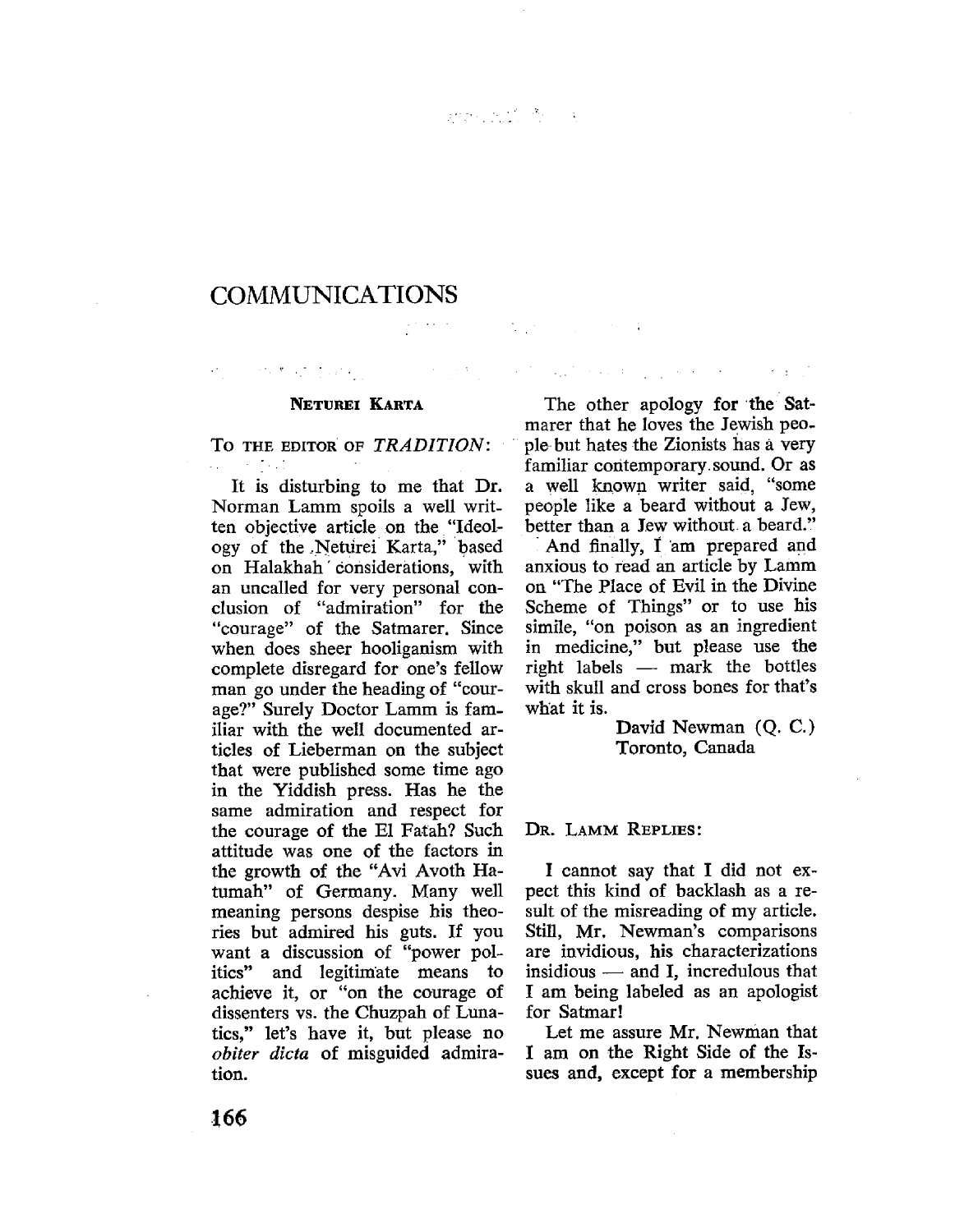# COMMUNICATIONS

## Neturei Karta

To the editor of *TRADITION*:

It is disturbing to me that Dr. Norman Lamm spoils a well written objective article on the "Ideology of the Neturei Karta," based on Halakhah considerations, with an uncalled for very personal conclusion of "admiration" for the "courage" of the Satmarer. Since when does sheer hooliganism with complete disregard for one's fellow man go under the heading of "courage?" Surely Doctor Lamm is familiar with the well documented articles of Lieberman on the subject that were published some time ago in the Yiddish press. Has he the same admiration and respect for the courage of the El Fatah? Such attitude was one of the factors in the growth of the "Avi Avoth Hatumah" of Germany. Many well meaning persons despise his theories but admired his guts. If you want a discussion of "power politics" and legitimate means to achieve it, or "on the courage of dissenters vs. the Chuzpah of Lunatics," let's have it, but please no *obiter dicta* of misguided admiration.

The other apology for the Satmarer that he loves the Jewish people but hates the Zionists has a very familiar contemporary sound. Or as a well known writer said, "some people like a beard without a Jew, better than a Jew without a beard."

And finally, I am prepared and anxious to read an article by Lamm on "The Place of Evil in the Divine Scheme of Things" or to use his simile, "on poison as an ingredient in medicine," but please use the right labels — mark the bottles with skull and cross bones for that's what it is.

David Newman (Q. C.)
Toronto, Canada

Dr. Lamm Replies:

I cannot say that I did not expect this kind of backlash as a result of the misreading of my article. Still, Mr. Newman's comparisons are invidious, his characterizations insidious — and I, incredulous that I am being labeled as an apologist for Satmar!

Let me assure Mr. Newman that I am on the Right Side of the Issues and, except for a membership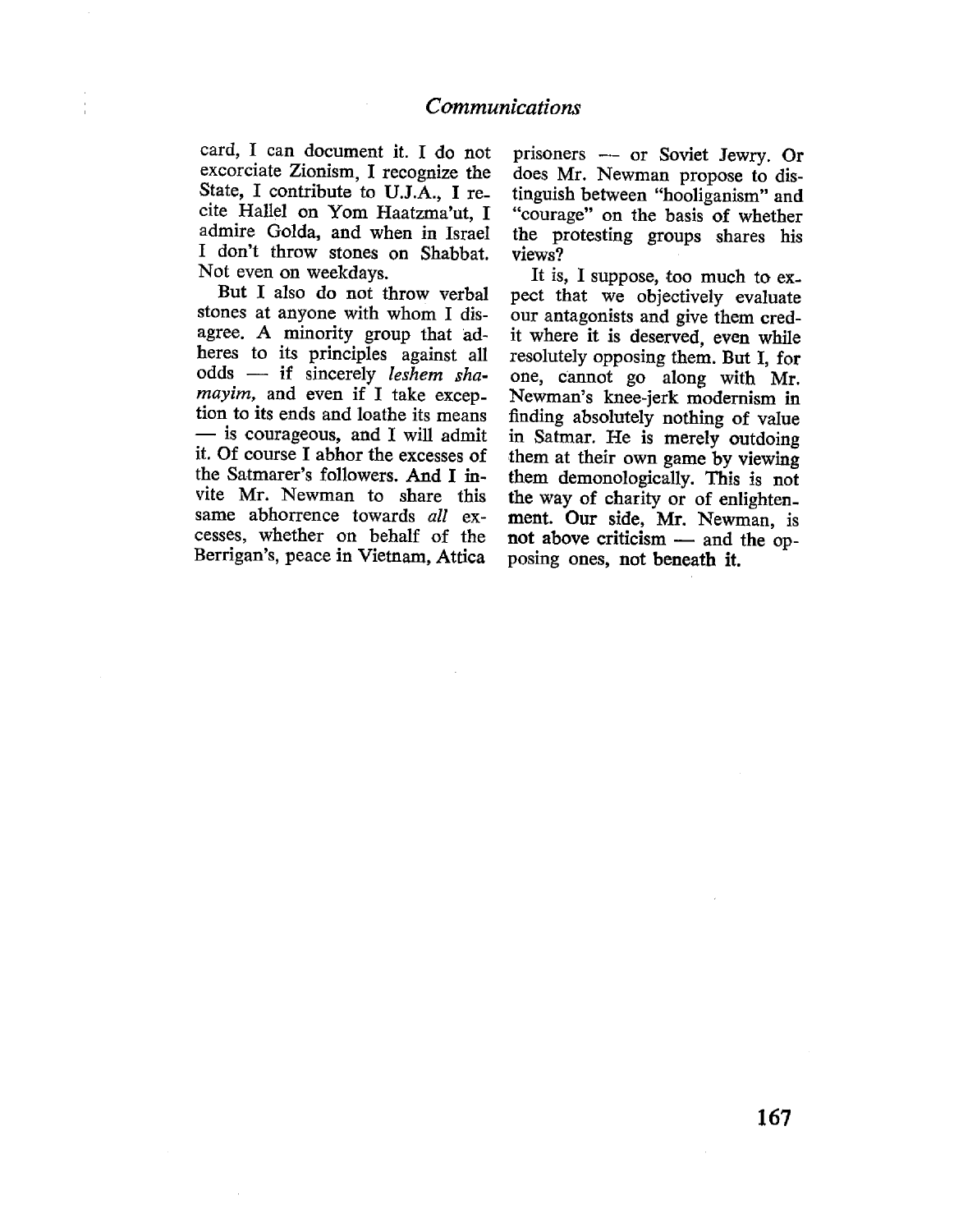card, I can document it. I do not excorciate Zionism, I recognize the State, I contribute to U.J.A., I recite Hallel on Yom Haatzma'ut, I admire Golda, and when in Israel I don't throw stones on Shabbat. Not even on weekdays.

But I also do not throw verbal stones at anyone with whom I disagree. A minority group that adheres to its principles against all odds — if sincerely *leshem shamayim,* and even if I take exception to its ends and loathe its means — is courageous, and I will admit it. Of course I abhor the excesses of the Satmarer's followers. And I invite Mr. Newman to share this same abhorrence towards *all* excesses, whether on behalf of the Berrigan's, peace in Vietnam, Attica prisoners — or Soviet Jewry. Or does Mr. Newman propose to distinguish between "hooliganism" and "courage" on the basis of whether the protesting groups shares his views?

It is, I suppose, too much to expect that we objectively evaluate our antagonists and give them credit where it is deserved, even while resolutely opposing them. But I, for one, cannot go along with Mr. Newman's knee-jerk modernism in finding absolutely nothing of value in Satmar. He is merely outdoing them at their own game by viewing them demonologically. This is not the way of charity or of enlightenment. Our side, Mr. Newman, is not above criticism — and the opposing ones, not beneath it.